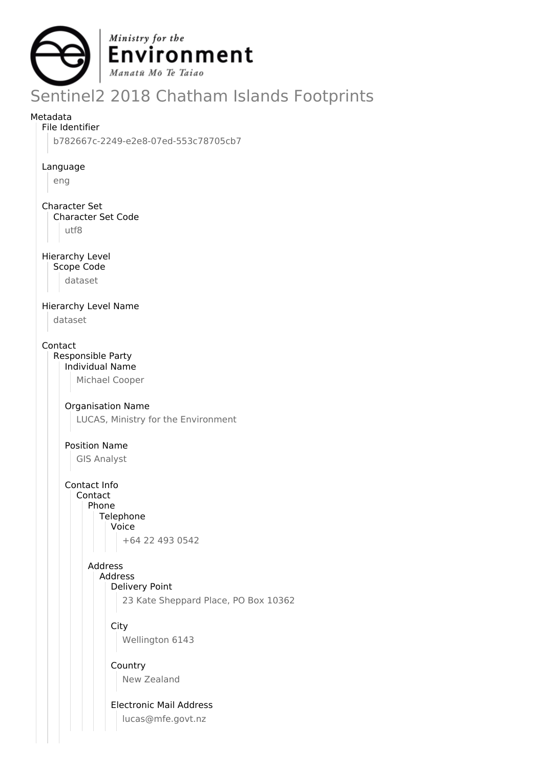Ministry for the
**Environment**
*Manatū Mō Te Taiao*

# Sentinel2 2018 Chatham Islands Footprints

Metadata

- File Identifier
  - b782667c-2249-e2e8-07ed-553c78705cb7
- Language
  - eng
- Character Set
  - Character Set Code
    - utf8
- Hierarchy Level
  - Scope Code
    - dataset
- Hierarchy Level Name
  - dataset
- Contact
  - Responsible Party
    - Individual Name
      - Michael Cooper
    - Organisation Name
      - LUCAS, Ministry for the Environment
    - Position Name
      - GIS Analyst
    - Contact Info
      - Contact
        - Phone
          - Telephone
            - Voice
              - +64 22 493 0542
        - Address
          - Address
            - Delivery Point
              - 23 Kate Sheppard Place, PO Box 10362
            - City
              - Wellington 6143
            - Country
              - New Zealand
            - Electronic Mail Address
              - lucas@mfe.govt.nz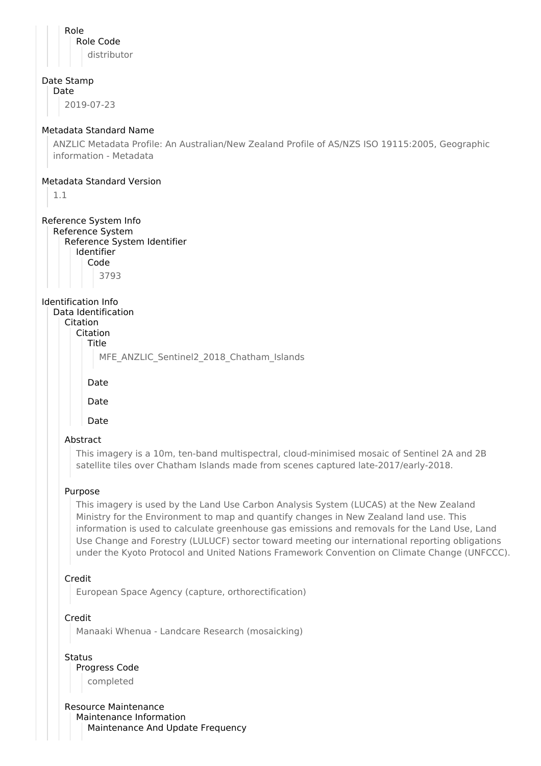Role

Role Code

distributor

Date Stamp

Date

2019-07-23

Metadata Standard Name

ANZLIC Metadata Profile: An Australian/New Zealand Profile of AS/NZS ISO 19115:2005, Geographic information - Metadata

Metadata Standard Version

1.1

Reference System Info

Reference System

Reference System Identifier

Identifier

Code

3793

Identification Info

Data Identification

Citation

Citation

Title

MFE_ANZLIC_Sentinel2_2018_Chatham_Islands

Date

Date

Date

Abstract

This imagery is a 10m, ten-band multispectral, cloud-minimised mosaic of Sentinel 2A and 2B satellite tiles over Chatham Islands made from scenes captured late-2017/early-2018.

Purpose

This imagery is used by the Land Use Carbon Analysis System (LUCAS) at the New Zealand Ministry for the Environment to map and quantify changes in New Zealand land use. This information is used to calculate greenhouse gas emissions and removals for the Land Use, Land Use Change and Forestry (LULUCF) sector toward meeting our international reporting obligations under the Kyoto Protocol and United Nations Framework Convention on Climate Change (UNFCCC).

Credit

European Space Agency (capture, orthorectification)

Credit

Manaaki Whenua - Landcare Research (mosaicking)

Status

Progress Code

completed

Resource Maintenance

Maintenance Information

Maintenance And Update Frequency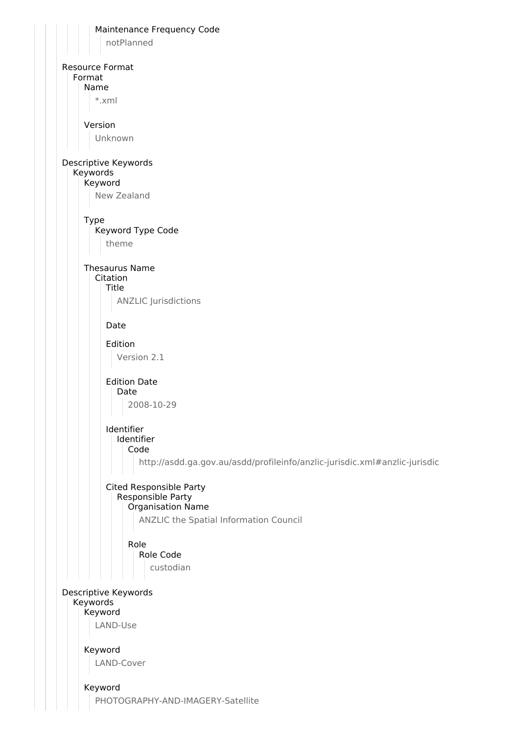Maintenance Frequency Code

notPlanned

Resource Format

Format

Name

*.xml

Version

Unknown

Descriptive Keywords

Keywords

Keyword

New Zealand

Type

Keyword Type Code

theme

Thesaurus Name

Citation

Title

ANZLIC Jurisdictions

Date

Edition

Version 2.1

Edition Date

Date

2008-10-29

Identifier

Identifier

Code

http://asdd.ga.gov.au/asdd/profileinfo/anzlic-jurisdic.xml#anzlic-jurisdic

Cited Responsible Party

Responsible Party

Organisation Name

ANZLIC the Spatial Information Council

Role

Role Code

custodian

Descriptive Keywords

Keywords

Keyword

LAND-Use

Keyword

LAND-Cover

Keyword

PHOTOGRAPHY-AND-IMAGERY-Satellite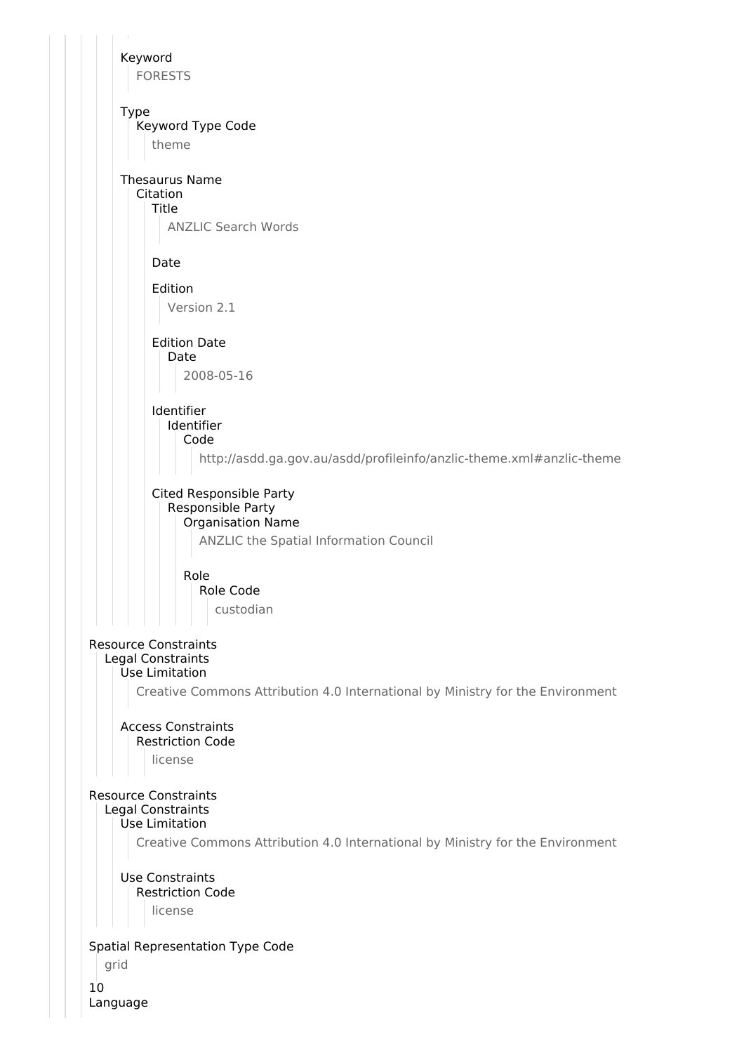Keyword

FORESTS

Type

Keyword Type Code

theme

Thesaurus Name

Citation

Title

ANZLIC Search Words

Date

Edition

Version 2.1

Edition Date

Date

2008-05-16

Identifier

Identifier

Code

http://asdd.ga.gov.au/asdd/profileinfo/anzlic-theme.xml#anzlic-theme

Cited Responsible Party

Responsible Party

Organisation Name

ANZLIC the Spatial Information Council

Role

Role Code

custodian

Resource Constraints

Legal Constraints

Use Limitation

Creative Commons Attribution 4.0 International by Ministry for the Environment

Access Constraints

Restriction Code

license

Resource Constraints

Legal Constraints

Use Limitation

Creative Commons Attribution 4.0 International by Ministry for the Environment

Use Constraints

Restriction Code

license

Spatial Representation Type Code

grid

10

Language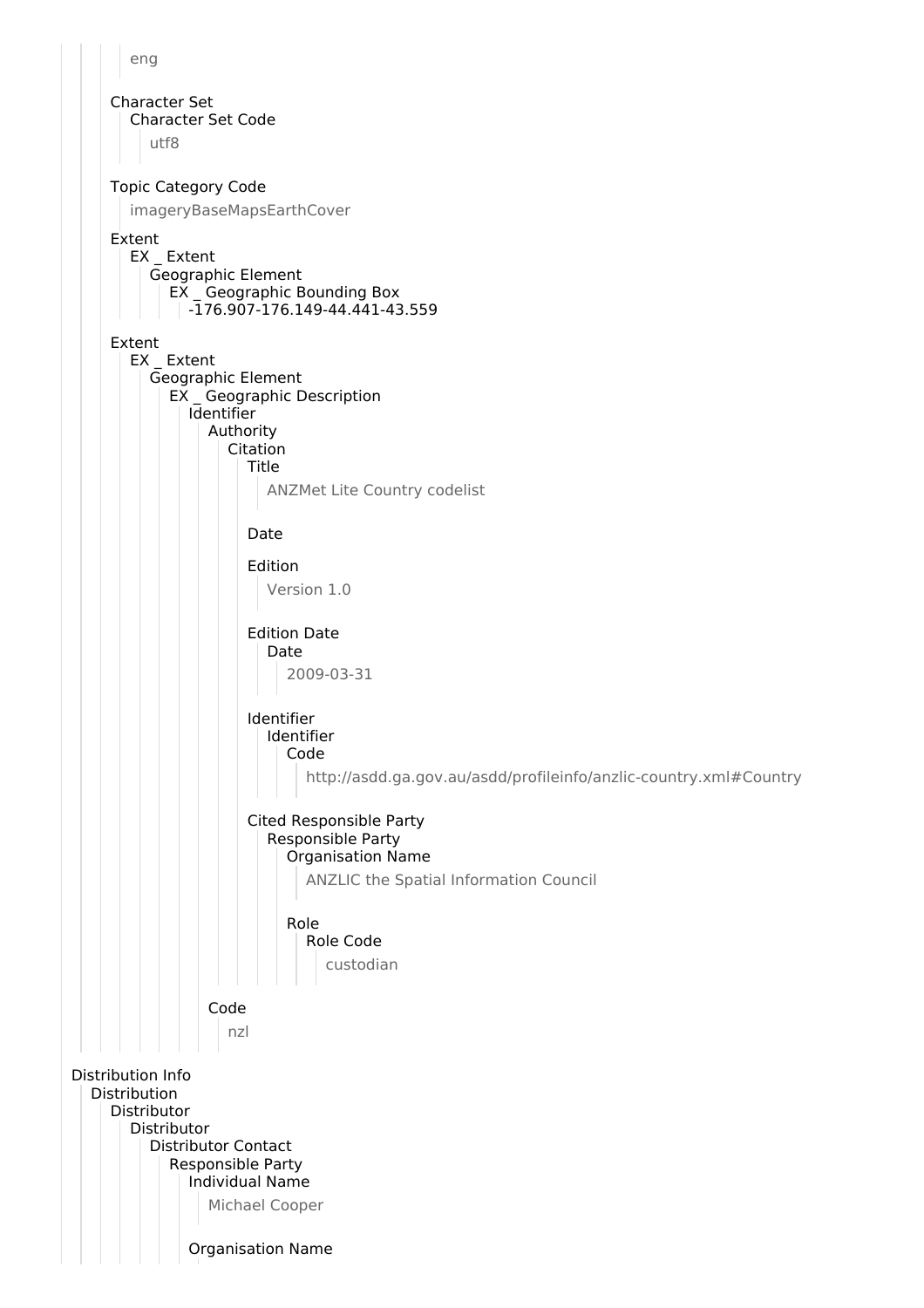eng

Character Set
- Character Set Code
  - utf8

Topic Category Code
- imageryBaseMapsEarthCover

Extent
- EX _ Extent
  - Geographic Element
    - EX _ Geographic Bounding Box
      - -176.907-176.149-44.441-43.559

Extent
- EX _ Extent
  - Geographic Element
    - EX _ Geographic Description
      - Identifier
        - Authority
          - Citation
            - Title
              - ANZMet Lite Country codelist
            - Date
            - Edition
              - Version 1.0
            - Edition Date
              - Date
                - 2009-03-31
            - Identifier
              - Identifier
                - Code
                  - http://asdd.ga.gov.au/asdd/profileinfo/anzlic-country.xml#Country
            - Cited Responsible Party
              - Responsible Party
                - Organisation Name
                  - ANZLIC the Spatial Information Council
                - Role
                  - Role Code
                    - custodian
        - Code
          - nzl

Distribution Info
- Distribution
  - Distributor
    - Distributor
      - Distributor Contact
        - Responsible Party
          - Individual Name
            - Michael Cooper
          - Organisation Name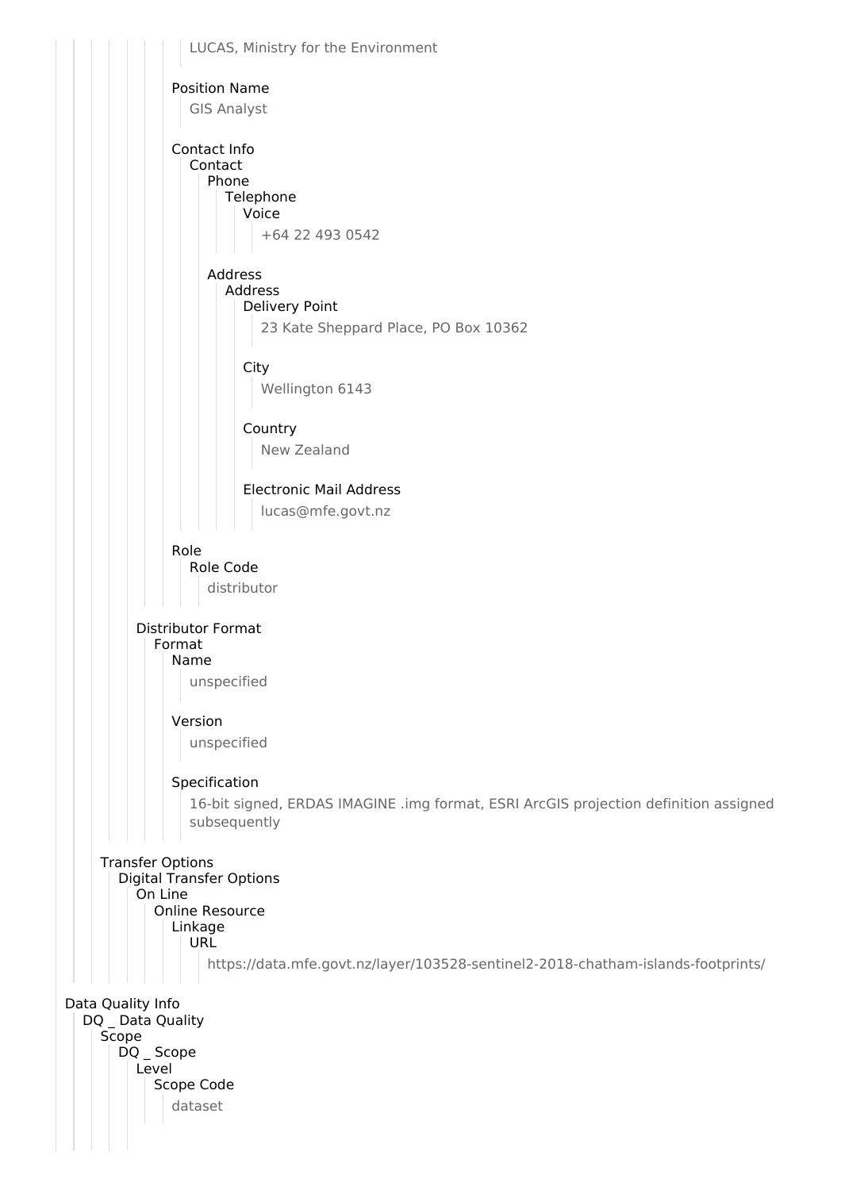LUCAS, Ministry for the Environment

Position Name

GIS Analyst

Contact Info
- Contact
  - Phone
    - Telephone
      - Voice

        +64 22 493 0542

  - Address
    - Address
      - Delivery Point

        23 Kate Sheppard Place, PO Box 10362

      - City

        Wellington 6143

      - Country

        New Zealand

      - Electronic Mail Address

        lucas@mfe.govt.nz

Role
- Role Code

  distributor

Distributor Format
- Format
  - Name

    unspecified

  - Version

    unspecified

  - Specification

    16-bit signed, ERDAS IMAGINE .img format, ESRI ArcGIS projection definition assigned subsequently

Transfer Options
- Digital Transfer Options
  - On Line
    - Online Resource
      - Linkage
        - URL

          https://data.mfe.govt.nz/layer/103528-sentinel2-2018-chatham-islands-footprints/

Data Quality Info
- DQ _ Data Quality
  - Scope
    - DQ _ Scope
      - Level
        - Scope Code

          dataset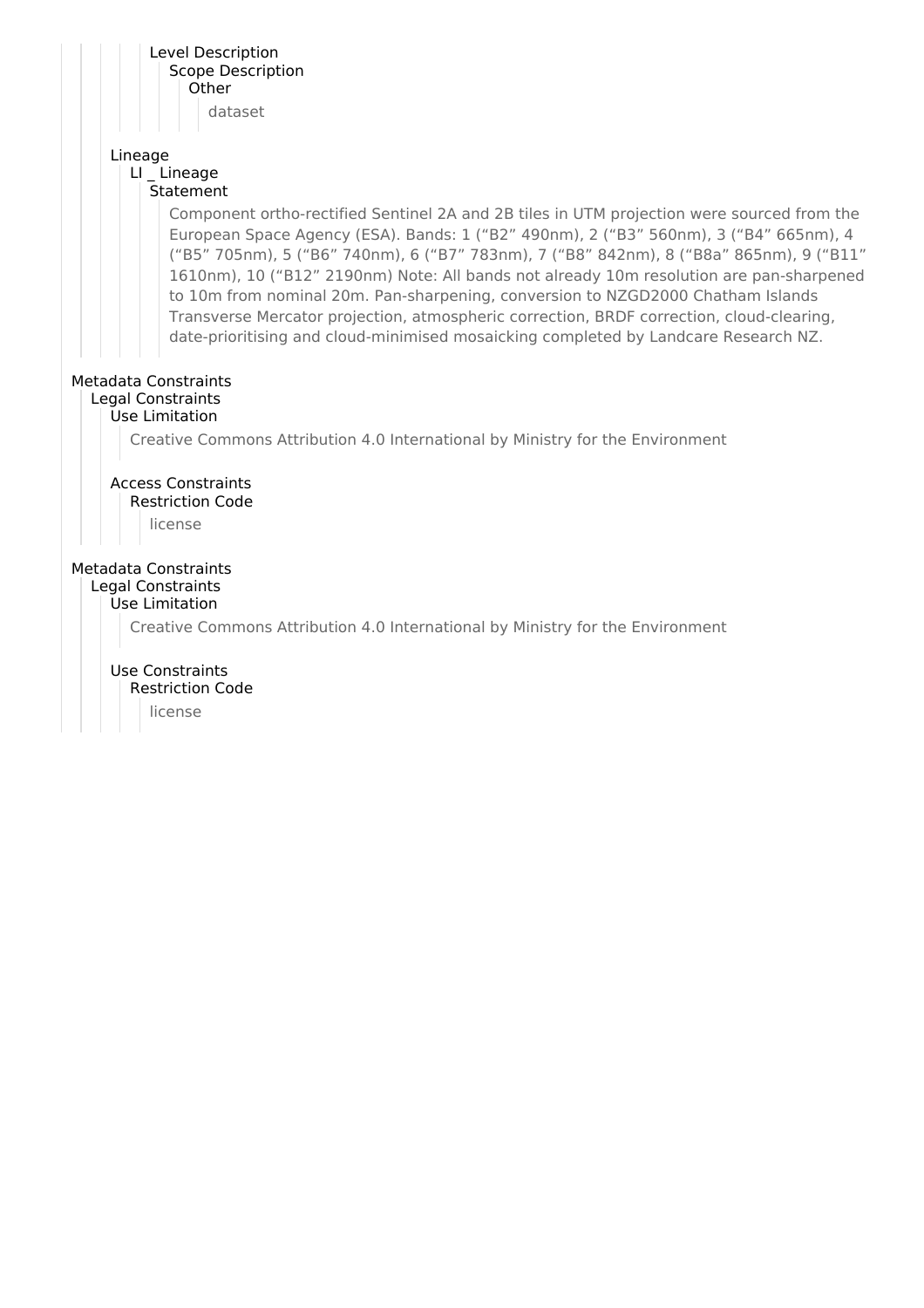Level Description
Scope Description
Other

dataset

Lineage
LI _ Lineage
Statement

Component ortho-rectified Sentinel 2A and 2B tiles in UTM projection were sourced from the European Space Agency (ESA). Bands: 1 (“B2” 490nm), 2 (“B3” 560nm), 3 (“B4” 665nm), 4 (“B5” 705nm), 5 (“B6” 740nm), 6 (“B7” 783nm), 7 (“B8” 842nm), 8 (“B8a” 865nm), 9 (“B11” 1610nm), 10 (“B12” 2190nm) Note: All bands not already 10m resolution are pan-sharpened to 10m from nominal 20m. Pan-sharpening, conversion to NZGD2000 Chatham Islands Transverse Mercator projection, atmospheric correction, BRDF correction, cloud-clearing, date-prioritising and cloud-minimised mosaicking completed by Landcare Research NZ.

Metadata Constraints
Legal Constraints
Use Limitation

Creative Commons Attribution 4.0 International by Ministry for the Environment

Access Constraints
Restriction Code

license

Metadata Constraints
Legal Constraints
Use Limitation

Creative Commons Attribution 4.0 International by Ministry for the Environment

Use Constraints
Restriction Code

license